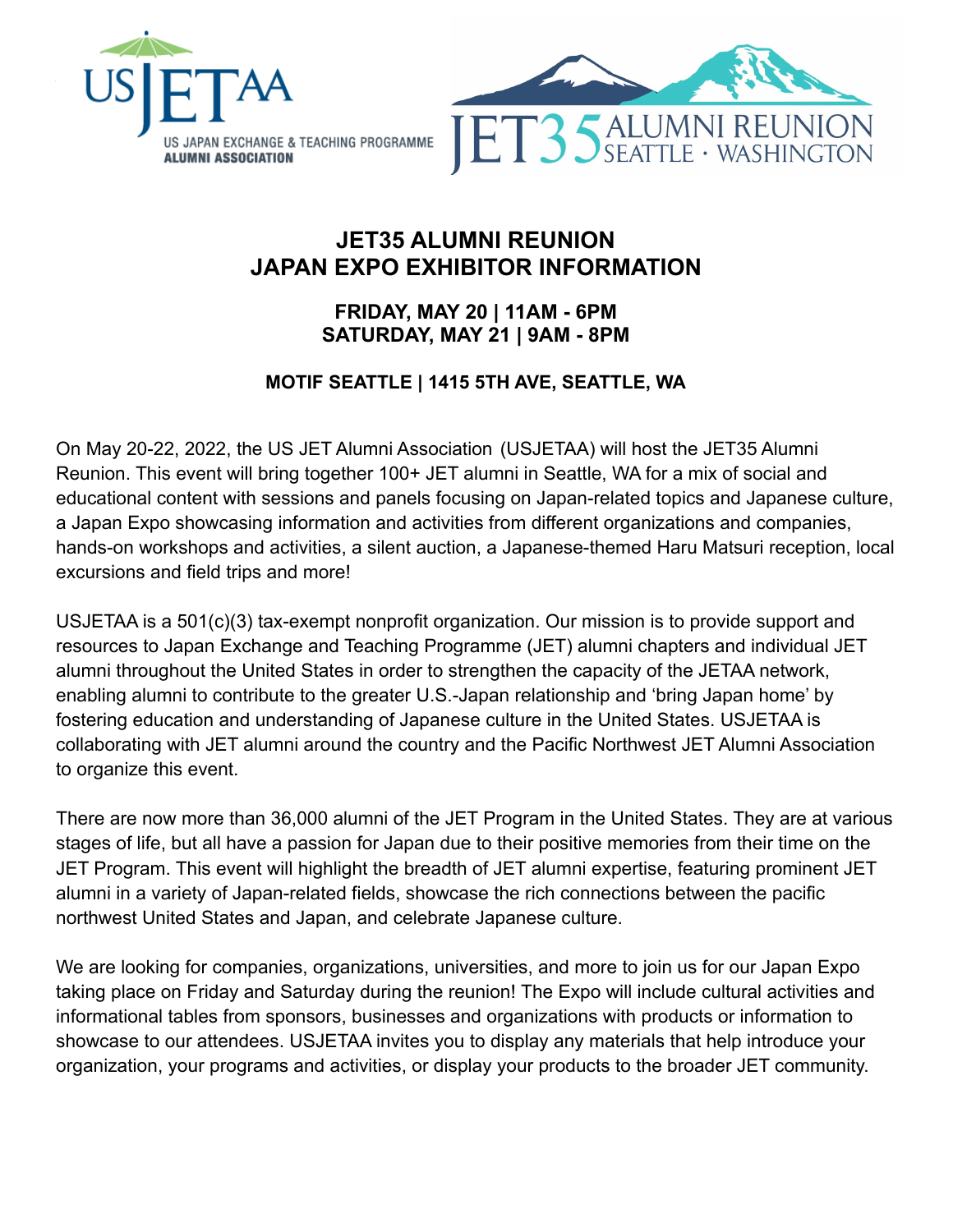US JETAA
US JAPAN EXCHANGE & TEACHING PROGRAMME
ALUMNI ASSOCIATION

JET35 ALUMNI REUNION
SEATTLE · WASHINGTON

# JET35 ALUMNI REUNION
# JAPAN EXPO EXHIBITOR INFORMATION

**FRIDAY, MAY 20 | 11AM - 6PM**
**SATURDAY, MAY 21 | 9AM - 8PM**

**MOTIF SEATTLE | 1415 5TH AVE, SEATTLE, WA**

On May 20-22, 2022, the US JET Alumni Association (USJETAA) will host the JET35 Alumni Reunion. This event will bring together 100+ JET alumni in Seattle, WA for a mix of social and educational content with sessions and panels focusing on Japan-related topics and Japanese culture, a Japan Expo showcasing information and activities from different organizations and companies, hands-on workshops and activities, a silent auction, a Japanese-themed Haru Matsuri reception, local excursions and field trips and more!

USJETAA is a 501(c)(3) tax-exempt nonprofit organization. Our mission is to provide support and resources to Japan Exchange and Teaching Programme (JET) alumni chapters and individual JET alumni throughout the United States in order to strengthen the capacity of the JETAA network, enabling alumni to contribute to the greater U.S.-Japan relationship and 'bring Japan home' by fostering education and understanding of Japanese culture in the United States. USJETAA is collaborating with JET alumni around the country and the Pacific Northwest JET Alumni Association to organize this event.

There are now more than 36,000 alumni of the JET Program in the United States. They are at various stages of life, but all have a passion for Japan due to their positive memories from their time on the JET Program. This event will highlight the breadth of JET alumni expertise, featuring prominent JET alumni in a variety of Japan-related fields, showcase the rich connections between the pacific northwest United States and Japan, and celebrate Japanese culture.

We are looking for companies, organizations, universities, and more to join us for our Japan Expo taking place on Friday and Saturday during the reunion! The Expo will include cultural activities and informational tables from sponsors, businesses and organizations with products or information to showcase to our attendees. USJETAA invites you to display any materials that help introduce your organization, your programs and activities, or display your products to the broader JET community.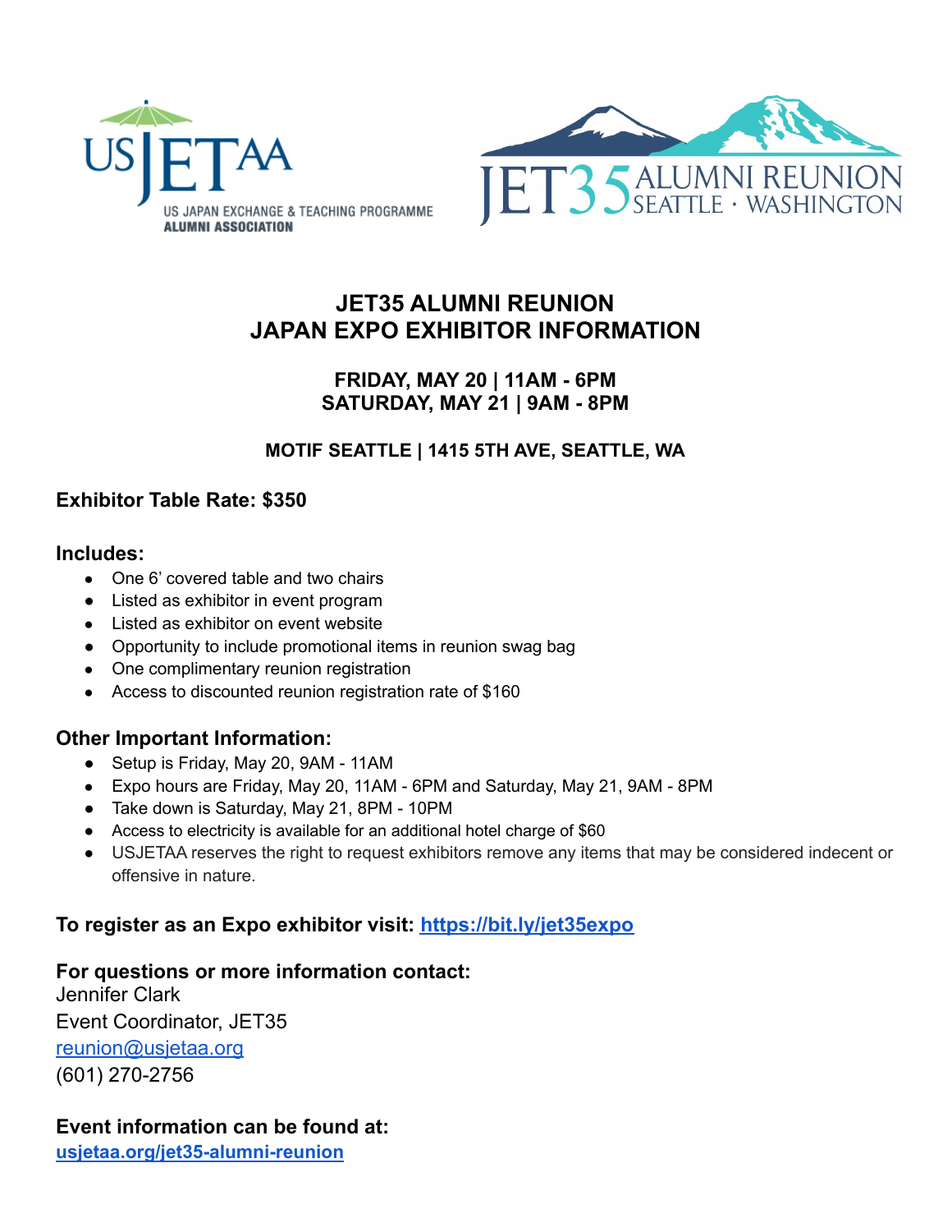# JET35 ALUMNI REUNION
# JAPAN EXPO EXHIBITOR INFORMATION

**FRIDAY, MAY 20 | 11AM - 6PM**
**SATURDAY, MAY 21 | 9AM - 8PM**

**MOTIF SEATTLE | 1415 5TH AVE, SEATTLE, WA**

## Exhibitor Table Rate: $350

### Includes:

- One 6' covered table and two chairs
- Listed as exhibitor in event program
- Listed as exhibitor on event website
- Opportunity to include promotional items in reunion swag bag
- One complimentary reunion registration
- Access to discounted reunion registration rate of $160

### Other Important Information:

- Setup is Friday, May 20, 9AM - 11AM
- Expo hours are Friday, May 20, 11AM - 6PM and Saturday, May 21, 9AM - 8PM
- Take down is Saturday, May 21, 8PM - 10PM
- Access to electricity is available for an additional hotel charge of $60
- USJETAA reserves the right to request exhibitors remove any items that may be considered indecent or offensive in nature.

**To register as an Expo exhibitor visit: [https://bit.ly/jet35expo](https://bit.ly/jet35expo)**

**For questions or more information contact:**
Jennifer Clark
Event Coordinator, JET35
[reunion@usjetaa.org](mailto:reunion@usjetaa.org)
(601) 270-2756

**Event information can be found at:**
**[usjetaa.org/jet35-alumni-reunion](usjetaa.org/jet35-alumni-reunion)**